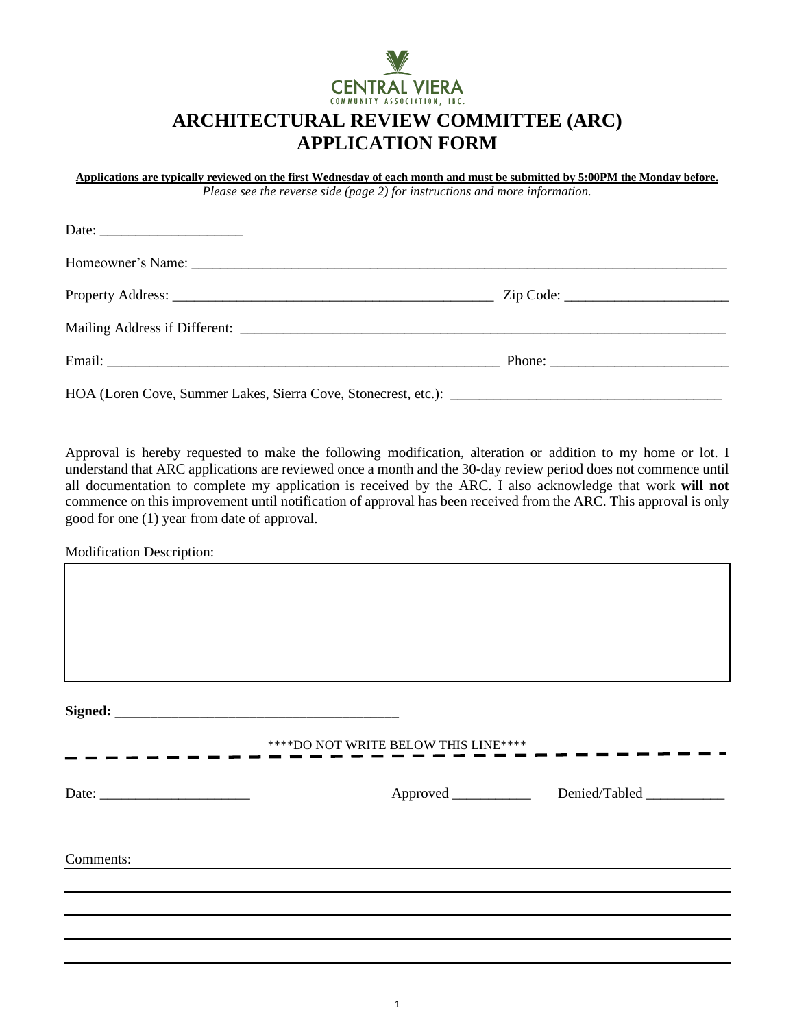CENTRAL VIERA
COMMUNITY ASSOCIATION, INC.

# ARCHITECTURAL REVIEW COMMITTEE (ARC) APPLICATION FORM

**Applications are typically reviewed on the first Wednesday of each month and must be submitted by 5:00PM the Monday before.**
*Please see the reverse side (page 2) for instructions and more information.*

Date: ____________________

Homeowner's Name: ____________________________________________________________

Property Address: ______________________________________ Zip Code: ____________________

Mailing Address if Different: ______________________________________________________

Email: __________________________________________________ Phone: ______________________

HOA (Loren Cove, Summer Lakes, Sierra Cove, Stonecrest, etc.): __________________________________

Approval is hereby requested to make the following modification, alteration or addition to my home or lot. I understand that ARC applications are reviewed once a month and the 30-day review period does not commence until all documentation to complete my application is received by the ARC. I also acknowledge that work **will not** commence on this improvement until notification of approval has been received from the ARC. This approval is only good for one (1) year from date of approval.

Modification Description:

**Signed:** ________________________________________

****DO NOT WRITE BELOW THIS LINE****

Date: ____________________ Approved __________ Denied/Tabled __________

Comments: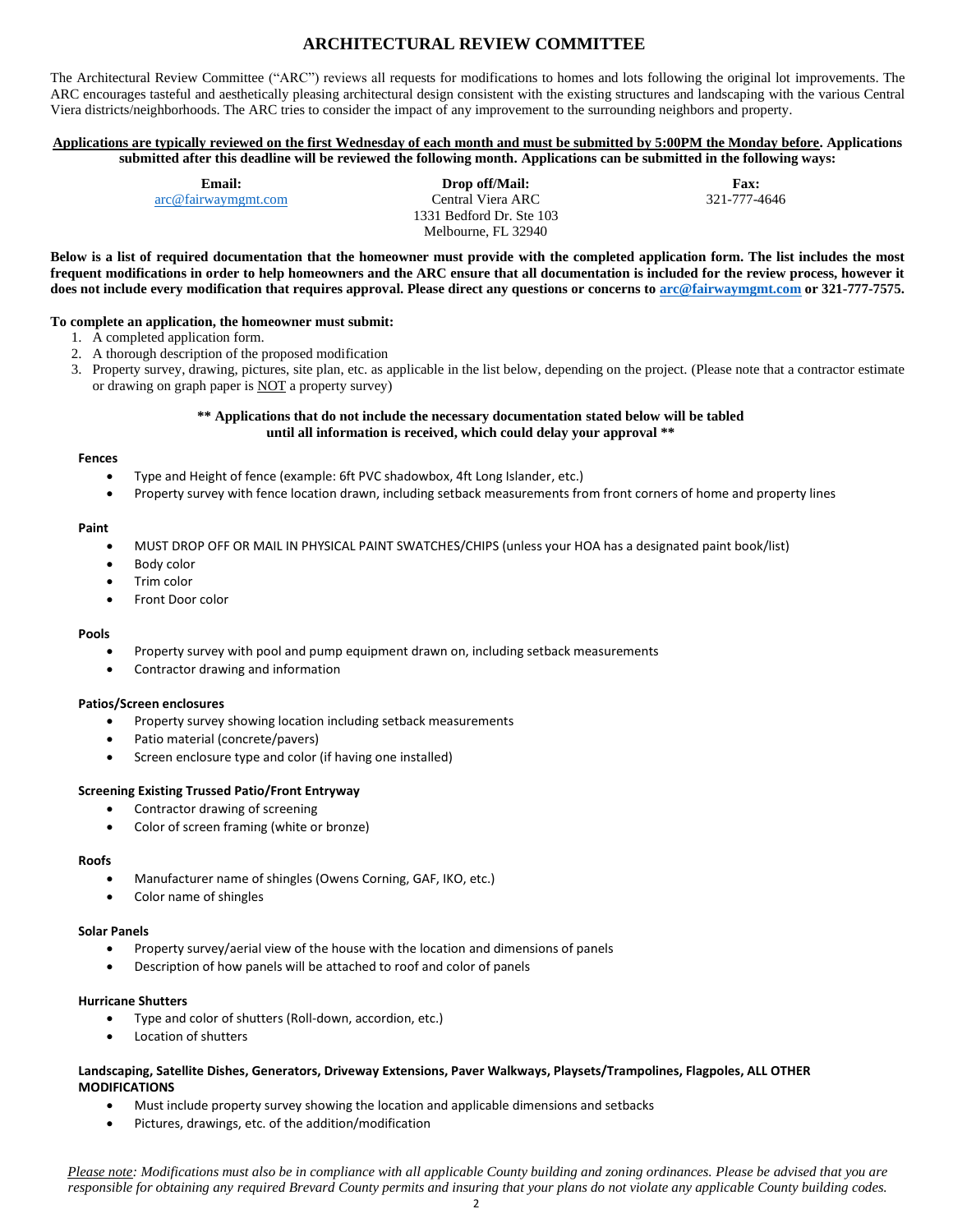# ARCHITECTURAL REVIEW COMMITTEE

The Architectural Review Committee ("ARC") reviews all requests for modifications to homes and lots following the original lot improvements. The ARC encourages tasteful and aesthetically pleasing architectural design consistent with the existing structures and landscaping with the various Central Viera districts/neighborhoods. The ARC tries to consider the impact of any improvement to the surrounding neighbors and property.

**Applications are typically reviewed on the first Wednesday of each month and must be submitted by 5:00PM the Monday before. Applications submitted after this deadline will be reviewed the following month. Applications can be submitted in the following ways:**

**Email:**
arc@fairwaymgmt.com

**Drop off/Mail:**
Central Viera ARC
1331 Bedford Dr. Ste 103
Melbourne, FL 32940

**Fax:**
321-777-4646

**Below is a list of required documentation that the homeowner must provide with the completed application form. The list includes the most frequent modifications in order to help homeowners and the ARC ensure that all documentation is included for the review process, however it does not include every modification that requires approval. Please direct any questions or concerns to arc@fairwaymgmt.com or 321-777-7575.**

**To complete an application, the homeowner must submit:**

1. A completed application form.
2. A thorough description of the proposed modification
3. Property survey, drawing, pictures, site plan, etc. as applicable in the list below, depending on the project. (Please note that a contractor estimate or drawing on graph paper is NOT a property survey)

**\*\* Applications that do not include the necessary documentation stated below will be tabled until all information is received, which could delay your approval \*\***

**Fences**

- Type and Height of fence (example: 6ft PVC shadowbox, 4ft Long Islander, etc.)
- Property survey with fence location drawn, including setback measurements from front corners of home and property lines

**Paint**

- MUST DROP OFF OR MAIL IN PHYSICAL PAINT SWATCHES/CHIPS (unless your HOA has a designated paint book/list)
- Body color
- Trim color
- Front Door color

**Pools**

- Property survey with pool and pump equipment drawn on, including setback measurements
- Contractor drawing and information

**Patios/Screen enclosures**

- Property survey showing location including setback measurements
- Patio material (concrete/pavers)
- Screen enclosure type and color (if having one installed)

**Screening Existing Trussed Patio/Front Entryway**

- Contractor drawing of screening
- Color of screen framing (white or bronze)

**Roofs**

- Manufacturer name of shingles (Owens Corning, GAF, IKO, etc.)
- Color name of shingles

**Solar Panels**

- Property survey/aerial view of the house with the location and dimensions of panels
- Description of how panels will be attached to roof and color of panels

**Hurricane Shutters**

- Type and color of shutters (Roll-down, accordion, etc.)
- Location of shutters

**Landscaping, Satellite Dishes, Generators, Driveway Extensions, Paver Walkways, Playsets/Trampolines, Flagpoles, ALL OTHER MODIFICATIONS**

- Must include property survey showing the location and applicable dimensions and setbacks
- Pictures, drawings, etc. of the addition/modification

*Please note: Modifications must also be in compliance with all applicable County building and zoning ordinances. Please be advised that you are responsible for obtaining any required Brevard County permits and insuring that your plans do not violate any applicable County building codes.*